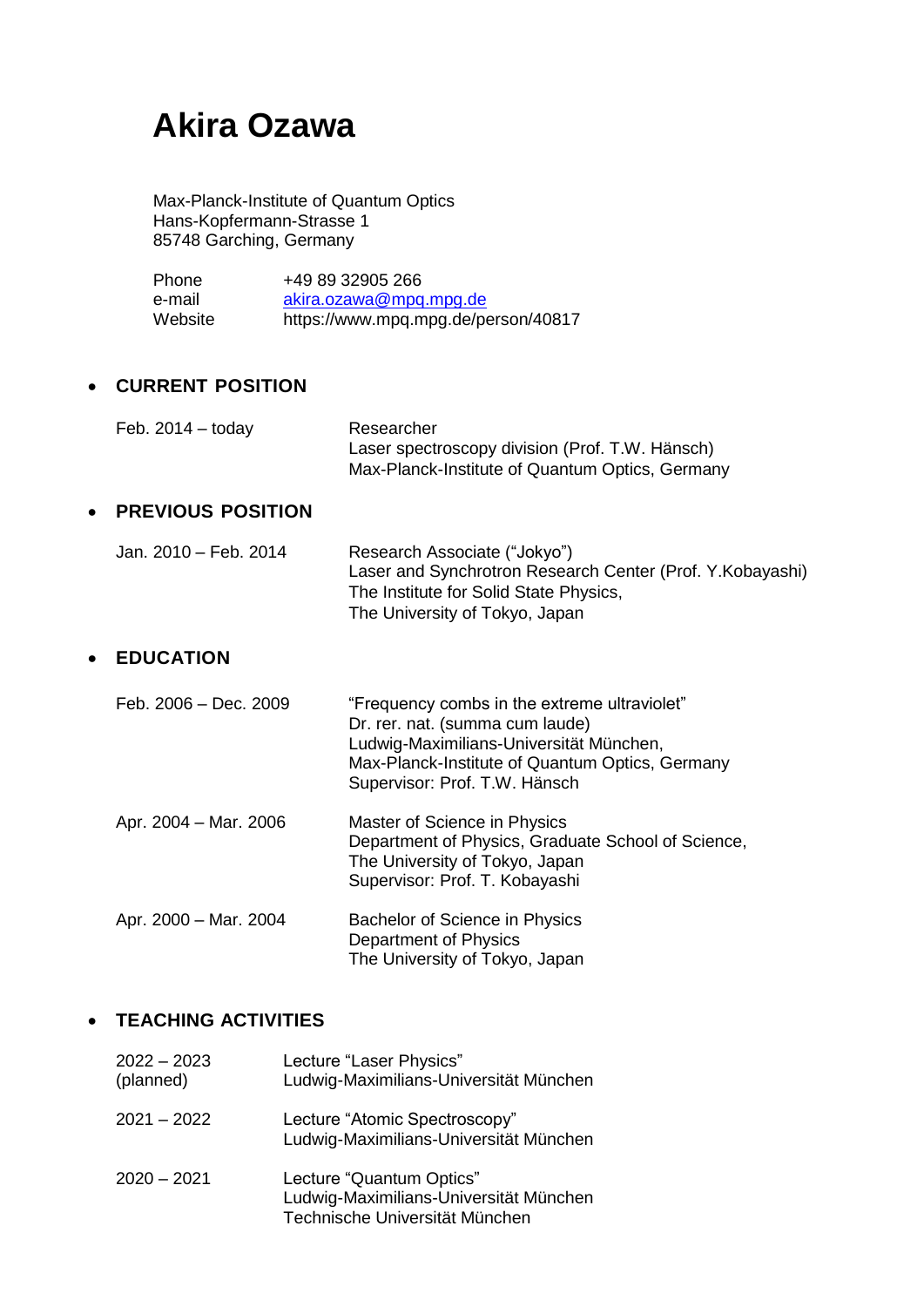# Akira Ozawa

Max-Planck-Institute of Quantum Optics
Hans-Kopfermann-Strasse 1
85748 Garching, Germany

| | |
|---|---|
| Phone | +49 89 32905 266 |
| e-mail | akira.ozawa@mpq.mpg.de |
| Website | https://www.mpq.mpg.de/person/40817 |

## CURRENT POSITION

| | |
|---|---|
| Feb. 2014 – today | Researcher<br>Laser spectroscopy division (Prof. T.W. Hänsch)<br>Max-Planck-Institute of Quantum Optics, Germany |

## PREVIOUS POSITION

| | |
|---|---|
| Jan. 2010 – Feb. 2014 | Research Associate ("Jokyo")<br>Laser and Synchrotron Research Center (Prof. Y.Kobayashi)<br>The Institute for Solid State Physics,<br>The University of Tokyo, Japan |

## EDUCATION

| | |
|---|---|
| Feb. 2006 – Dec. 2009 | "Frequency combs in the extreme ultraviolet"<br>Dr. rer. nat. (summa cum laude)<br>Ludwig-Maximilians-Universität München,<br>Max-Planck-Institute of Quantum Optics, Germany<br>Supervisor: Prof. T.W. Hänsch |
| Apr. 2004 – Mar. 2006 | Master of Science in Physics<br>Department of Physics, Graduate School of Science,<br>The University of Tokyo, Japan<br>Supervisor: Prof. T. Kobayashi |
| Apr. 2000 – Mar. 2004 | Bachelor of Science in Physics<br>Department of Physics<br>The University of Tokyo, Japan |

## TEACHING ACTIVITIES

| | |
|---|---|
| 2022 – 2023 (planned) | Lecture "Laser Physics"<br>Ludwig-Maximilians-Universität München |
| 2021 – 2022 | Lecture "Atomic Spectroscopy"<br>Ludwig-Maximilians-Universität München |
| 2020 – 2021 | Lecture "Quantum Optics"<br>Ludwig-Maximilians-Universität München<br>Technische Universität München |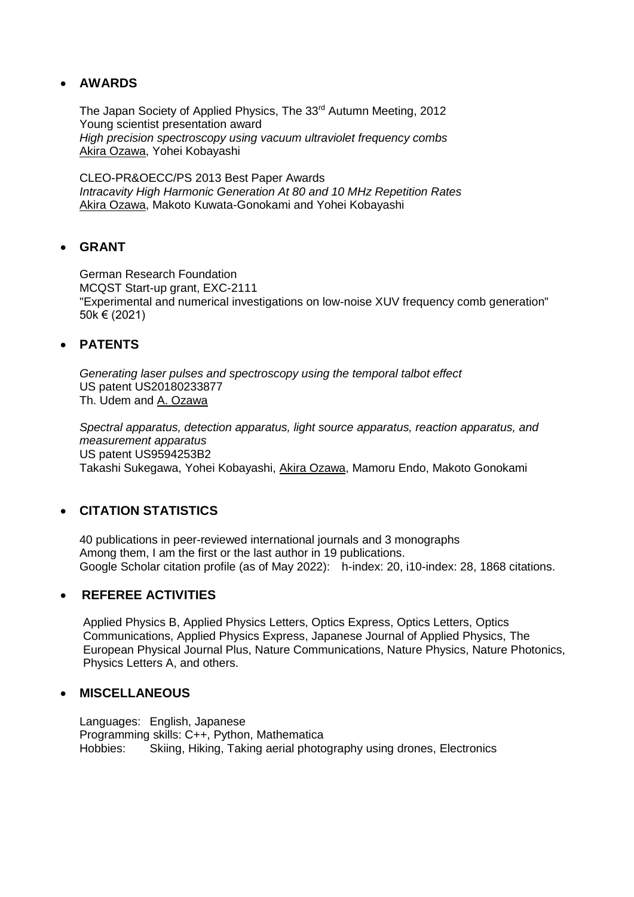- **AWARDS**

  The Japan Society of Applied Physics, The 33rd Autumn Meeting, 2012
  Young scientist presentation award
  *High precision spectroscopy using vacuum ultraviolet frequency combs*
  Akira Ozawa, Yohei Kobayashi

  CLEO-PR&OECC/PS 2013 Best Paper Awards
  *Intracavity High Harmonic Generation At 80 and 10 MHz Repetition Rates*
  Akira Ozawa, Makoto Kuwata-Gonokami and Yohei Kobayashi

- **GRANT**

  German Research Foundation
  MCQST Start-up grant, EXC-2111
  "Experimental and numerical investigations on low-noise XUV frequency comb generation"
  50k € (2021)

- **PATENTS**

  *Generating laser pulses and spectroscopy using the temporal talbot effect*
  US patent US20180233877
  Th. Udem and A. Ozawa

  *Spectral apparatus, detection apparatus, light source apparatus, reaction apparatus, and measurement apparatus*
  US patent US9594253B2
  Takashi Sukegawa, Yohei Kobayashi, Akira Ozawa, Mamoru Endo, Makoto Gonokami

- **CITATION STATISTICS**

  40 publications in peer-reviewed international journals and 3 monographs
  Among them, I am the first or the last author in 19 publications.
  Google Scholar citation profile (as of May 2022): h-index: 20, i10-index: 28, 1868 citations.

- **REFEREE ACTIVITIES**

  Applied Physics B, Applied Physics Letters, Optics Express, Optics Letters, Optics Communications, Applied Physics Express, Japanese Journal of Applied Physics, The European Physical Journal Plus, Nature Communications, Nature Physics, Nature Photonics, Physics Letters A, and others.

- **MISCELLANEOUS**

  Languages: English, Japanese
  Programming skills: C++, Python, Mathematica
  Hobbies: Skiing, Hiking, Taking aerial photography using drones, Electronics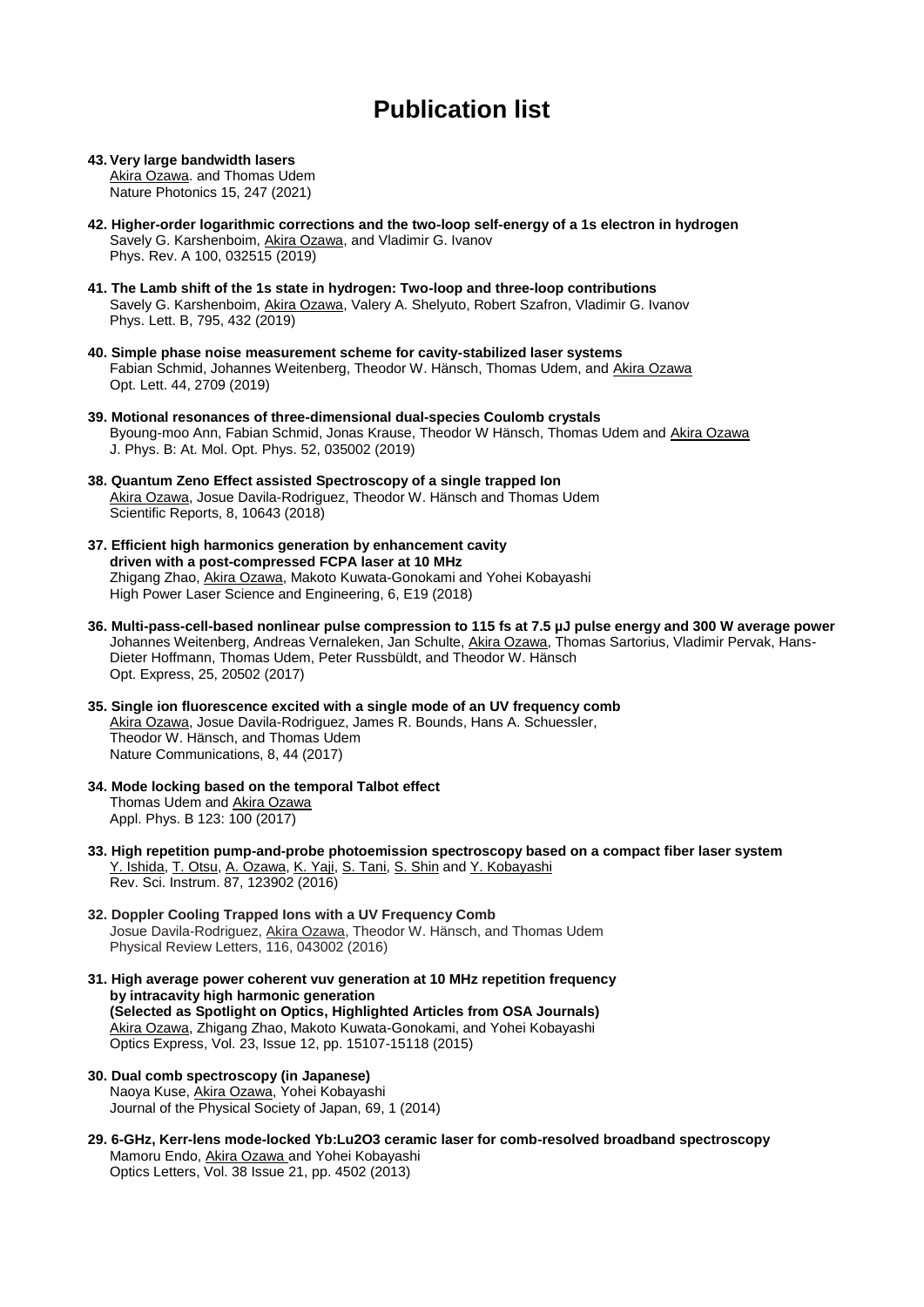# Publication list

**43. Very large bandwidth lasers**
Akira Ozawa. and Thomas Udem
Nature Photonics 15, 247 (2021)

**42. Higher-order logarithmic corrections and the two-loop self-energy of a 1s electron in hydrogen**
Savely G. Karshenboim, Akira Ozawa, and Vladimir G. Ivanov
Phys. Rev. A 100, 032515 (2019)

**41. The Lamb shift of the 1s state in hydrogen: Two-loop and three-loop contributions**
Savely G. Karshenboim, Akira Ozawa, Valery A. Shelyuto, Robert Szafron, Vladimir G. Ivanov
Phys. Lett. B, 795, 432 (2019)

**40. Simple phase noise measurement scheme for cavity-stabilized laser systems**
Fabian Schmid, Johannes Weitenberg, Theodor W. Hänsch, Thomas Udem, and Akira Ozawa
Opt. Lett. 44, 2709 (2019)

**39. Motional resonances of three-dimensional dual-species Coulomb crystals**
Byoung-moo Ann, Fabian Schmid, Jonas Krause, Theodor W Hänsch, Thomas Udem and Akira Ozawa
J. Phys. B: At. Mol. Opt. Phys. 52, 035002 (2019)

**38. Quantum Zeno Effect assisted Spectroscopy of a single trapped Ion**
Akira Ozawa, Josue Davila-Rodriguez, Theodor W. Hänsch and Thomas Udem
Scientific Reports, 8, 10643 (2018)

**37. Efficient high harmonics generation by enhancement cavity driven with a post-compressed FCPA laser at 10 MHz**
Zhigang Zhao, Akira Ozawa, Makoto Kuwata-Gonokami and Yohei Kobayashi
High Power Laser Science and Engineering, 6, E19 (2018)

**36. Multi-pass-cell-based nonlinear pulse compression to 115 fs at 7.5 μJ pulse energy and 300 W average power**
Johannes Weitenberg, Andreas Vernaleken, Jan Schulte, Akira Ozawa, Thomas Sartorius, Vladimir Pervak, Hans-Dieter Hoffmann, Thomas Udem, Peter Russbüldt, and Theodor W. Hänsch
Opt. Express, 25, 20502 (2017)

**35. Single ion fluorescence excited with a single mode of an UV frequency comb**
Akira Ozawa, Josue Davila-Rodriguez, James R. Bounds, Hans A. Schuessler, Theodor W. Hänsch, and Thomas Udem
Nature Communications, 8, 44 (2017)

**34. Mode locking based on the temporal Talbot effect**
Thomas Udem and Akira Ozawa
Appl. Phys. B 123: 100 (2017)

**33. High repetition pump-and-probe photoemission spectroscopy based on a compact fiber laser system**
Y. Ishida, T. Otsu, A. Ozawa, K. Yaji, S. Tani, S. Shin and Y. Kobayashi
Rev. Sci. Instrum. 87, 123902 (2016)

**32. Doppler Cooling Trapped Ions with a UV Frequency Comb**
Josue Davila-Rodriguez, Akira Ozawa, Theodor W. Hänsch, and Thomas Udem
Physical Review Letters, 116, 043002 (2016)

**31. High average power coherent vuv generation at 10 MHz repetition frequency by intracavity high harmonic generation**
**(Selected as Spotlight on Optics, Highlighted Articles from OSA Journals)**
Akira Ozawa, Zhigang Zhao, Makoto Kuwata-Gonokami, and Yohei Kobayashi
Optics Express, Vol. 23, Issue 12, pp. 15107-15118 (2015)

**30. Dual comb spectroscopy (in Japanese)**
Naoya Kuse, Akira Ozawa, Yohei Kobayashi
Journal of the Physical Society of Japan, 69, 1 (2014)

**29. 6-GHz, Kerr-lens mode-locked Yb:Lu2O3 ceramic laser for comb-resolved broadband spectroscopy**
Mamoru Endo, Akira Ozawa and Yohei Kobayashi
Optics Letters, Vol. 38 Issue 21, pp. 4502 (2013)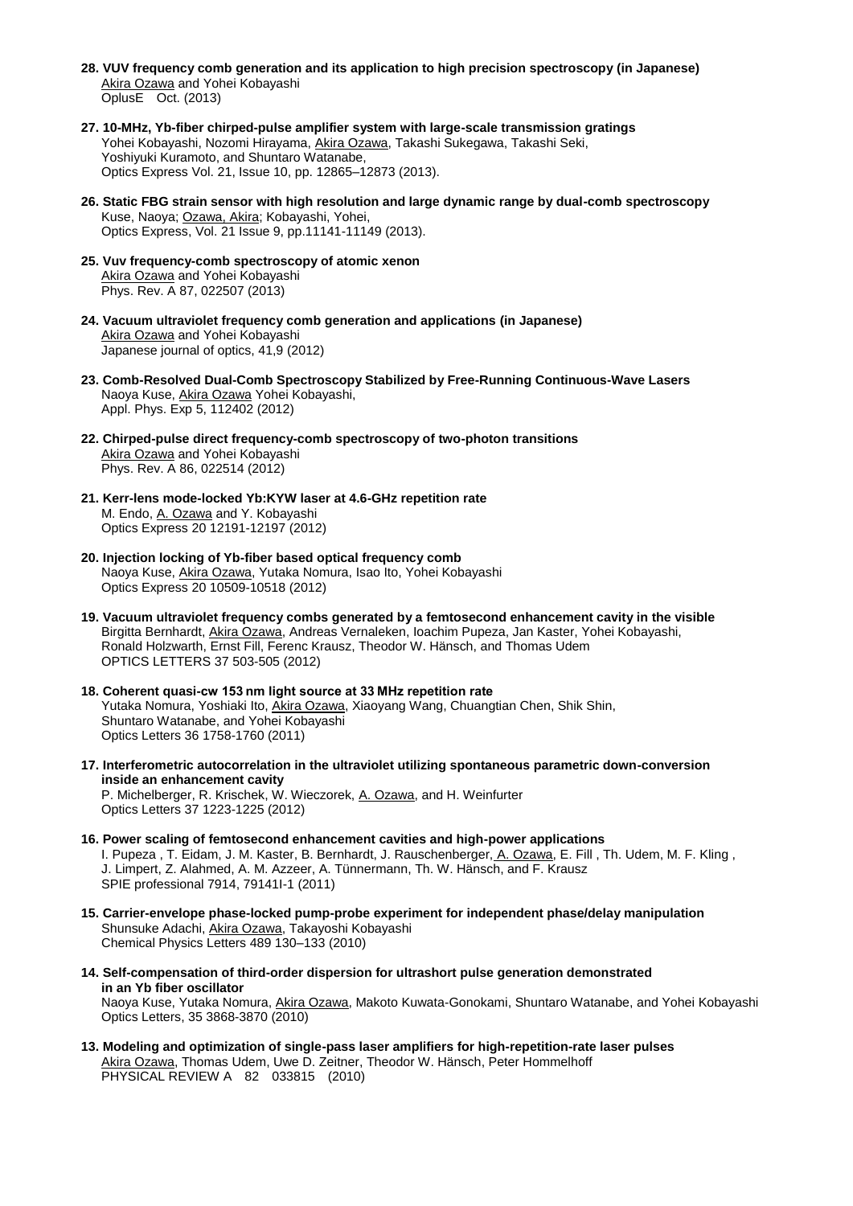**28. VUV frequency comb generation and its application to high precision spectroscopy (in Japanese)**
Akira Ozawa and Yohei Kobayashi
OplusE Oct. (2013)

**27. 10-MHz, Yb-fiber chirped-pulse amplifier system with large-scale transmission gratings**
Yohei Kobayashi, Nozomi Hirayama, Akira Ozawa, Takashi Sukegawa, Takashi Seki, Yoshiyuki Kuramoto, and Shuntaro Watanabe,
Optics Express Vol. 21, Issue 10, pp. 12865–12873 (2013).

**26. Static FBG strain sensor with high resolution and large dynamic range by dual-comb spectroscopy**
Kuse, Naoya; Ozawa, Akira; Kobayashi, Yohei,
Optics Express, Vol. 21 Issue 9, pp.11141-11149 (2013).

**25. Vuv frequency-comb spectroscopy of atomic xenon**
Akira Ozawa and Yohei Kobayashi
Phys. Rev. A 87, 022507 (2013)

**24. Vacuum ultraviolet frequency comb generation and applications (in Japanese)**
Akira Ozawa and Yohei Kobayashi
Japanese journal of optics, 41,9 (2012)

**23. Comb-Resolved Dual-Comb Spectroscopy Stabilized by Free-Running Continuous-Wave Lasers**
Naoya Kuse, Akira Ozawa Yohei Kobayashi,
Appl. Phys. Exp 5, 112402 (2012)

**22. Chirped-pulse direct frequency-comb spectroscopy of two-photon transitions**
Akira Ozawa and Yohei Kobayashi
Phys. Rev. A 86, 022514 (2012)

**21. Kerr-lens mode-locked Yb:KYW laser at 4.6-GHz repetition rate**
M. Endo, A. Ozawa and Y. Kobayashi
Optics Express 20 12191-12197 (2012)

**20. Injection locking of Yb-fiber based optical frequency comb**
Naoya Kuse, Akira Ozawa, Yutaka Nomura, Isao Ito, Yohei Kobayashi
Optics Express 20 10509-10518 (2012)

**19. Vacuum ultraviolet frequency combs generated by a femtosecond enhancement cavity in the visible**
Birgitta Bernhardt, Akira Ozawa, Andreas Vernaleken, Ioachim Pupeza, Jan Kaster, Yohei Kobayashi, Ronald Holzwarth, Ernst Fill, Ferenc Krausz, Theodor W. Hänsch, and Thomas Udem
OPTICS LETTERS 37 503-505 (2012)

**18. Coherent quasi-cw 153 nm light source at 33 MHz repetition rate**
Yutaka Nomura, Yoshiaki Ito, Akira Ozawa, Xiaoyang Wang, Chuangtian Chen, Shik Shin, Shuntaro Watanabe, and Yohei Kobayashi
Optics Letters 36 1758-1760 (2011)

**17. Interferometric autocorrelation in the ultraviolet utilizing spontaneous parametric down-conversion inside an enhancement cavity**
P. Michelberger, R. Krischek, W. Wieczorek, A. Ozawa, and H. Weinfurter
Optics Letters 37 1223-1225 (2012)

**16. Power scaling of femtosecond enhancement cavities and high-power applications**
I. Pupeza , T. Eidam, J. M. Kaster, B. Bernhardt, J. Rauschenberger, A. Ozawa, E. Fill , Th. Udem, M. F. Kling , J. Limpert, Z. Alahmed, A. M. Azzeer, A. Tünnermann, Th. W. Hänsch, and F. Krausz
SPIE professional 7914, 79141I-1 (2011)

**15. Carrier-envelope phase-locked pump-probe experiment for independent phase/delay manipulation**
Shunsuke Adachi, Akira Ozawa, Takayoshi Kobayashi
Chemical Physics Letters 489 130–133 (2010)

**14. Self-compensation of third-order dispersion for ultrashort pulse generation demonstrated in an Yb fiber oscillator**
Naoya Kuse, Yutaka Nomura, Akira Ozawa, Makoto Kuwata-Gonokami, Shuntaro Watanabe, and Yohei Kobayashi
Optics Letters, 35 3868-3870 (2010)

**13. Modeling and optimization of single-pass laser amplifiers for high-repetition-rate laser pulses**
Akira Ozawa, Thomas Udem, Uwe D. Zeitner, Theodor W. Hänsch, Peter Hommelhoff
PHYSICAL REVIEW A 82 033815 (2010)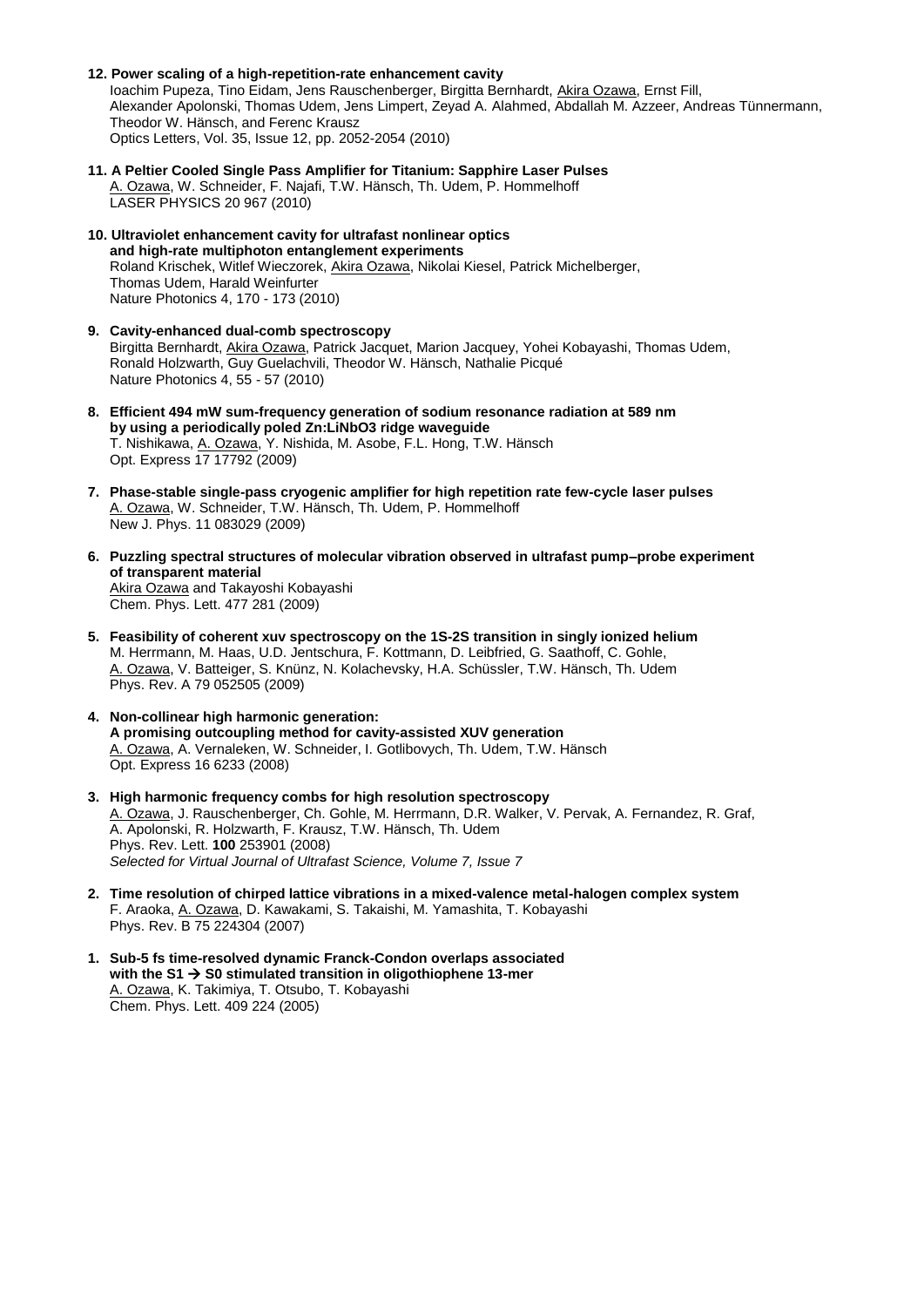**12. Power scaling of a high-repetition-rate enhancement cavity**
Ioachim Pupeza, Tino Eidam, Jens Rauschenberger, Birgitta Bernhardt, Akira Ozawa, Ernst Fill, Alexander Apolonski, Thomas Udem, Jens Limpert, Zeyad A. Alahmed, Abdallah M. Azzeer, Andreas Tünnermann, Theodor W. Hänsch, and Ferenc Krausz
Optics Letters, Vol. 35, Issue 12, pp. 2052-2054 (2010)

**11. A Peltier Cooled Single Pass Amplifier for Titanium: Sapphire Laser Pulses**
A. Ozawa, W. Schneider, F. Najafi, T.W. Hänsch, Th. Udem, P. Hommelhoff
LASER PHYSICS 20 967 (2010)

**10. Ultraviolet enhancement cavity for ultrafast nonlinear optics and high-rate multiphoton entanglement experiments**
Roland Krischek, Witlef Wieczorek, Akira Ozawa, Nikolai Kiesel, Patrick Michelberger, Thomas Udem, Harald Weinfurter
Nature Photonics 4, 170 - 173 (2010)

**9. Cavity-enhanced dual-comb spectroscopy**
Birgitta Bernhardt, Akira Ozawa, Patrick Jacquet, Marion Jacquey, Yohei Kobayashi, Thomas Udem, Ronald Holzwarth, Guy Guelachvili, Theodor W. Hänsch, Nathalie Picqué
Nature Photonics 4, 55 - 57 (2010)

**8. Efficient 494 mW sum-frequency generation of sodium resonance radiation at 589 nm by using a periodically poled Zn:LiNbO3 ridge waveguide**
T. Nishikawa, A. Ozawa, Y. Nishida, M. Asobe, F.L. Hong, T.W. Hänsch
Opt. Express 17 17792 (2009)

**7. Phase-stable single-pass cryogenic amplifier for high repetition rate few-cycle laser pulses**
A. Ozawa, W. Schneider, T.W. Hänsch, Th. Udem, P. Hommelhoff
New J. Phys. 11 083029 (2009)

**6. Puzzling spectral structures of molecular vibration observed in ultrafast pump–probe experiment of transparent material**
Akira Ozawa and Takayoshi Kobayashi
Chem. Phys. Lett. 477 281 (2009)

**5. Feasibility of coherent xuv spectroscopy on the 1S-2S transition in singly ionized helium**
M. Herrmann, M. Haas, U.D. Jentschura, F. Kottmann, D. Leibfried, G. Saathoff, C. Gohle, A. Ozawa, V. Batteiger, S. Knünz, N. Kolachevsky, H.A. Schüssler, T.W. Hänsch, Th. Udem
Phys. Rev. A 79 052505 (2009)

**4. Non-collinear high harmonic generation: A promising outcoupling method for cavity-assisted XUV generation**
A. Ozawa, A. Vernaleken, W. Schneider, I. Gotlibovych, Th. Udem, T.W. Hänsch
Opt. Express 16 6233 (2008)

**3. High harmonic frequency combs for high resolution spectroscopy**
A. Ozawa, J. Rauschenberger, Ch. Gohle, M. Herrmann, D.R. Walker, V. Pervak, A. Fernandez, R. Graf, A. Apolonski, R. Holzwarth, F. Krausz, T.W. Hänsch, Th. Udem
Phys. Rev. Lett. **100** 253901 (2008)
*Selected for Virtual Journal of Ultrafast Science, Volume 7, Issue 7*

**2. Time resolution of chirped lattice vibrations in a mixed-valence metal-halogen complex system**
F. Araoka, A. Ozawa, D. Kawakami, S. Takaishi, M. Yamashita, T. Kobayashi
Phys. Rev. B 75 224304 (2007)

**1. Sub-5 fs time-resolved dynamic Franck-Condon overlaps associated with the S1 → S0 stimulated transition in oligothiophene 13-mer**
A. Ozawa, K. Takimiya, T. Otsubo, T. Kobayashi
Chem. Phys. Lett. 409 224 (2005)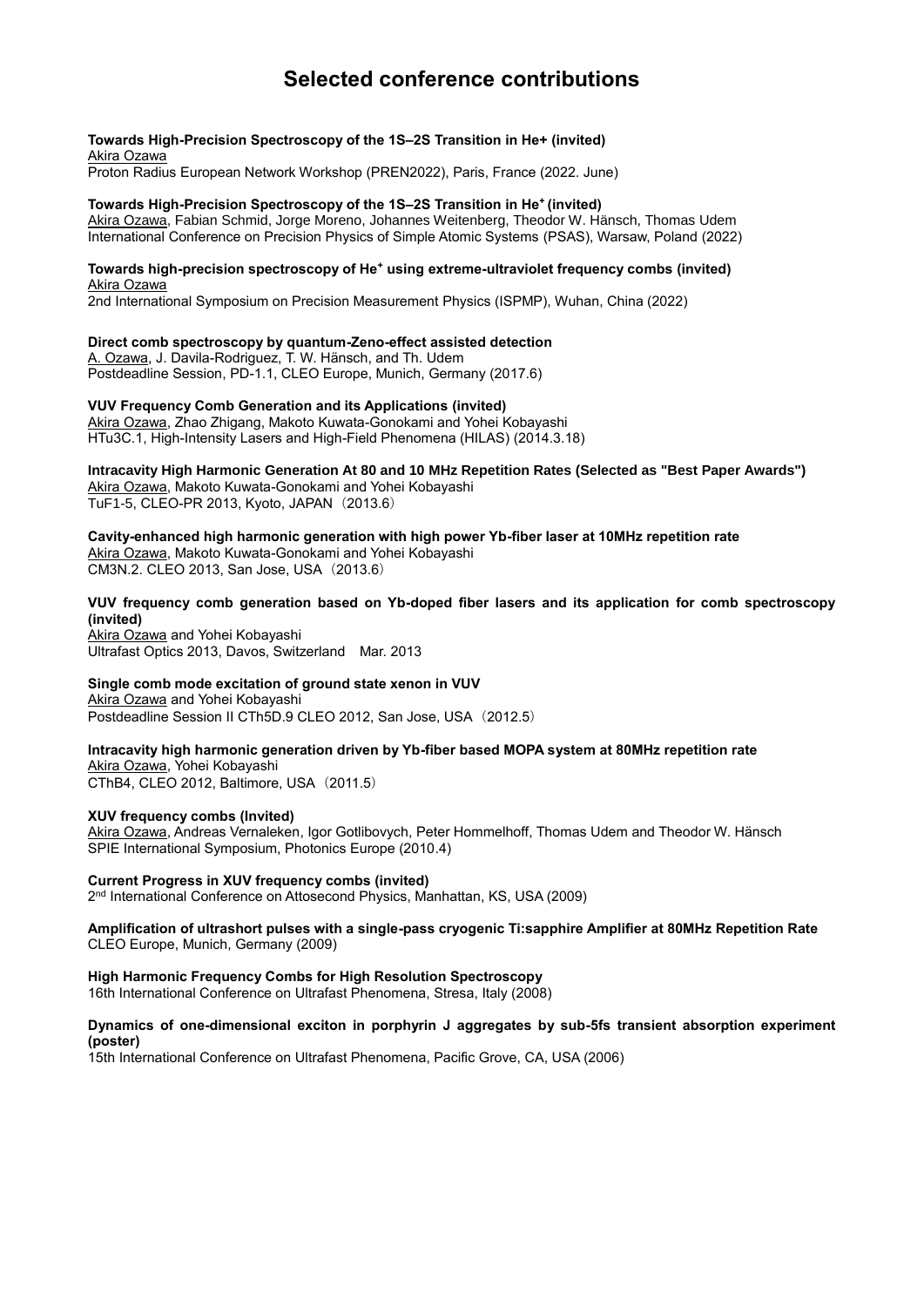# Selected conference contributions

**Towards High-Precision Spectroscopy of the 1S–2S Transition in He+ (invited)**
Akira Ozawa
Proton Radius European Network Workshop (PREN2022), Paris, France (2022. June)

**Towards High-Precision Spectroscopy of the 1S–2S Transition in $He^+$ (invited)**
Akira Ozawa, Fabian Schmid, Jorge Moreno, Johannes Weitenberg, Theodor W. Hänsch, Thomas Udem
International Conference on Precision Physics of Simple Atomic Systems (PSAS), Warsaw, Poland (2022)

**Towards high-precision spectroscopy of $He^+$ using extreme-ultraviolet frequency combs (invited)**
Akira Ozawa
2nd International Symposium on Precision Measurement Physics (ISPMP), Wuhan, China (2022)

**Direct comb spectroscopy by quantum-Zeno-effect assisted detection**
A. Ozawa, J. Davila-Rodriguez, T. W. Hänsch, and Th. Udem
Postdeadline Session, PD-1.1, CLEO Europe, Munich, Germany (2017.6)

**VUV Frequency Comb Generation and its Applications (invited)**
Akira Ozawa, Zhao Zhigang, Makoto Kuwata-Gonokami and Yohei Kobayashi
HTu3C.1, High-Intensity Lasers and High-Field Phenomena (HILAS) (2014.3.18)

**Intracavity High Harmonic Generation At 80 and 10 MHz Repetition Rates (Selected as "Best Paper Awards")**
Akira Ozawa, Makoto Kuwata-Gonokami and Yohei Kobayashi
TuF1-5, CLEO-PR 2013, Kyoto, JAPAN（2013.6）

**Cavity-enhanced high harmonic generation with high power Yb-fiber laser at 10MHz repetition rate**
Akira Ozawa, Makoto Kuwata-Gonokami and Yohei Kobayashi
CM3N.2. CLEO 2013, San Jose, USA（2013.6）

**VUV frequency comb generation based on Yb-doped fiber lasers and its application for comb spectroscopy (invited)**
Akira Ozawa and Yohei Kobayashi
Ultrafast Optics 2013, Davos, Switzerland Mar. 2013

**Single comb mode excitation of ground state xenon in VUV**
Akira Ozawa and Yohei Kobayashi
Postdeadline Session II CTh5D.9 CLEO 2012, San Jose, USA（2012.5）

**Intracavity high harmonic generation driven by Yb-fiber based MOPA system at 80MHz repetition rate**
Akira Ozawa, Yohei Kobayashi
CThB4, CLEO 2012, Baltimore, USA（2011.5）

**XUV frequency combs (Invited)**
Akira Ozawa, Andreas Vernaleken, Igor Gotlibovych, Peter Hommelhoff, Thomas Udem and Theodor W. Hänsch
SPIE International Symposium, Photonics Europe (2010.4)

**Current Progress in XUV frequency combs (invited)**
2nd International Conference on Attosecond Physics, Manhattan, KS, USA (2009)

**Amplification of ultrashort pulses with a single-pass cryogenic Ti:sapphire Amplifier at 80MHz Repetition Rate**
CLEO Europe, Munich, Germany (2009)

**High Harmonic Frequency Combs for High Resolution Spectroscopy**
16th International Conference on Ultrafast Phenomena, Stresa, Italy (2008)

**Dynamics of one-dimensional exciton in porphyrin J aggregates by sub-5fs transient absorption experiment (poster)**
15th International Conference on Ultrafast Phenomena, Pacific Grove, CA, USA (2006)